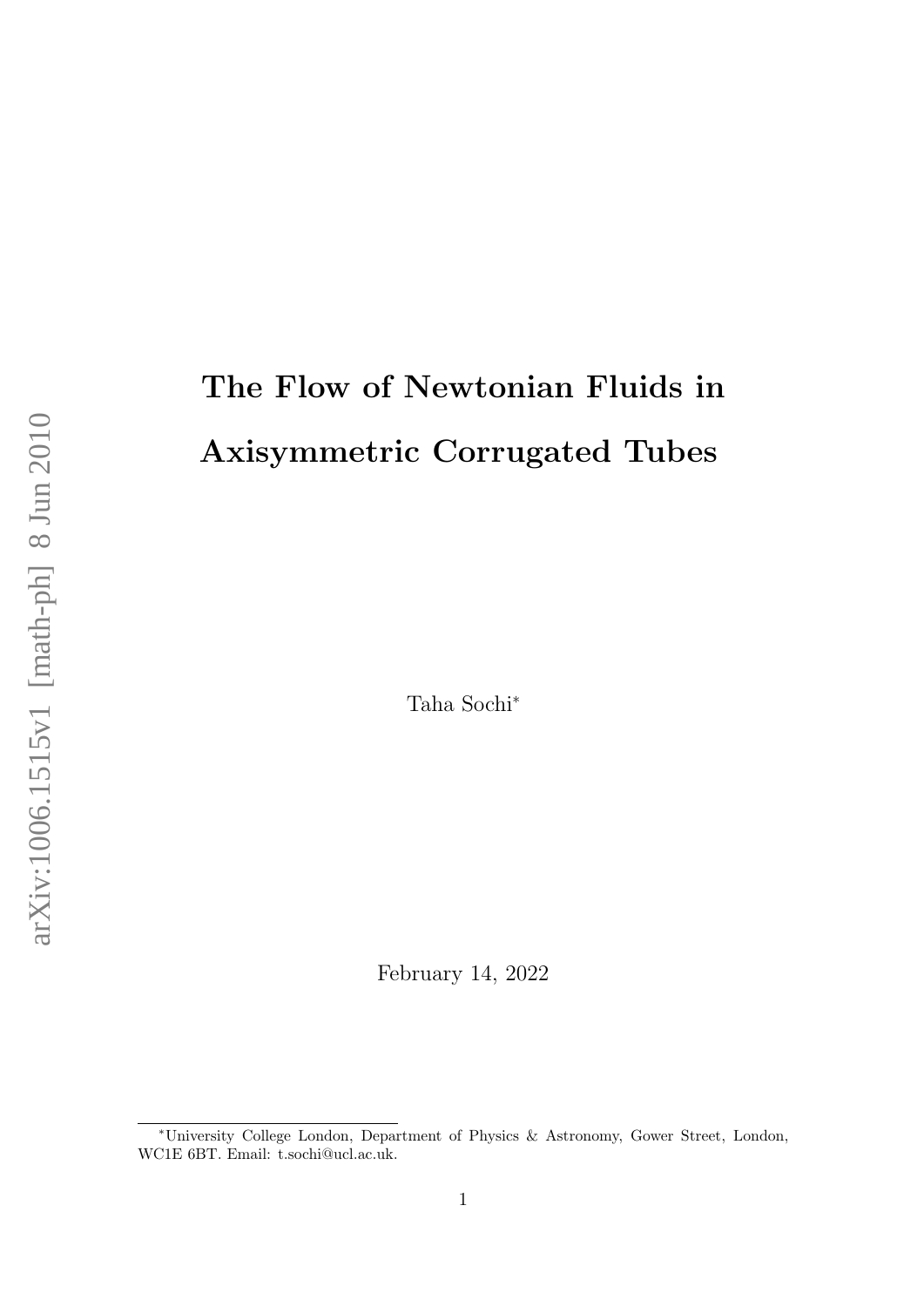# The Flow of Newtonian Fluids in Axisymmetric Corrugated Tubes

Taha Sochi[*]

February 14, 2022

[*]University College London, Department of Physics & Astronomy, Gower Street, London, WC1E 6BT. Email: t.sochi@ucl.ac.uk.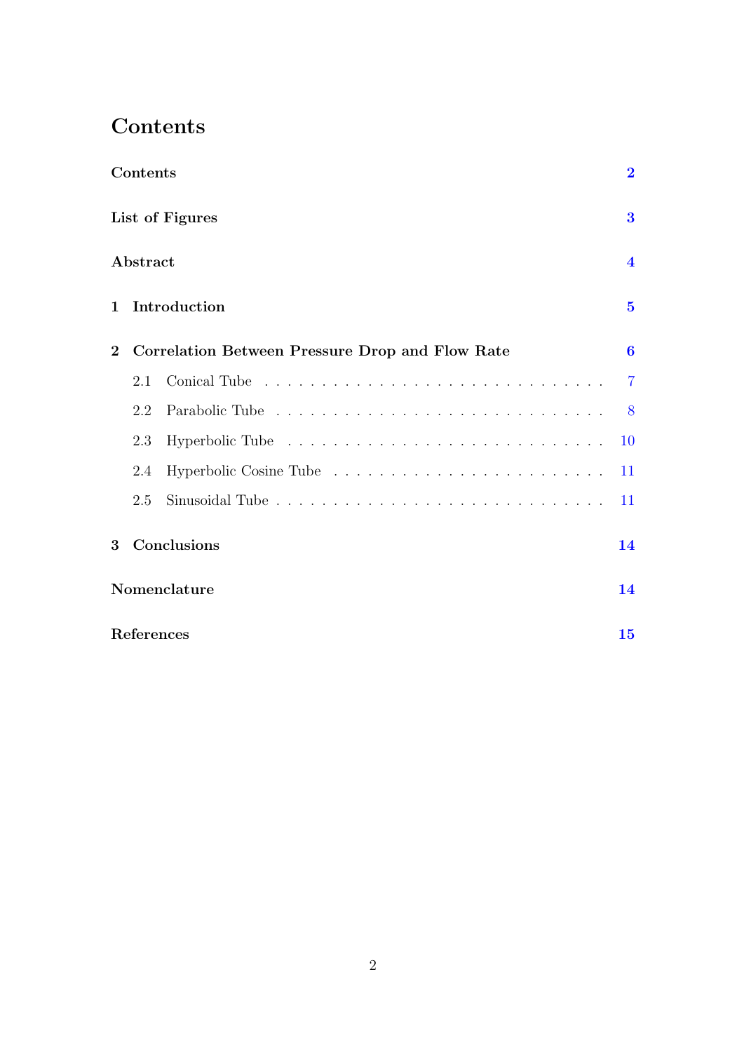# Contents

| | |
|---|---|
| **Contents** | **2** |
| **List of Figures** | **3** |
| **Abstract** | **4** |
| **1 Introduction** | **5** |
| **2 Correlation Between Pressure Drop and Flow Rate** | **6** |
| 2.1 Conical Tube | 7 |
| 2.2 Parabolic Tube | 8 |
| 2.3 Hyperbolic Tube | 10 |
| 2.4 Hyperbolic Cosine Tube | 11 |
| 2.5 Sinusoidal Tube | 11 |
| **3 Conclusions** | **14** |
| **Nomenclature** | **14** |
| **References** | **15** |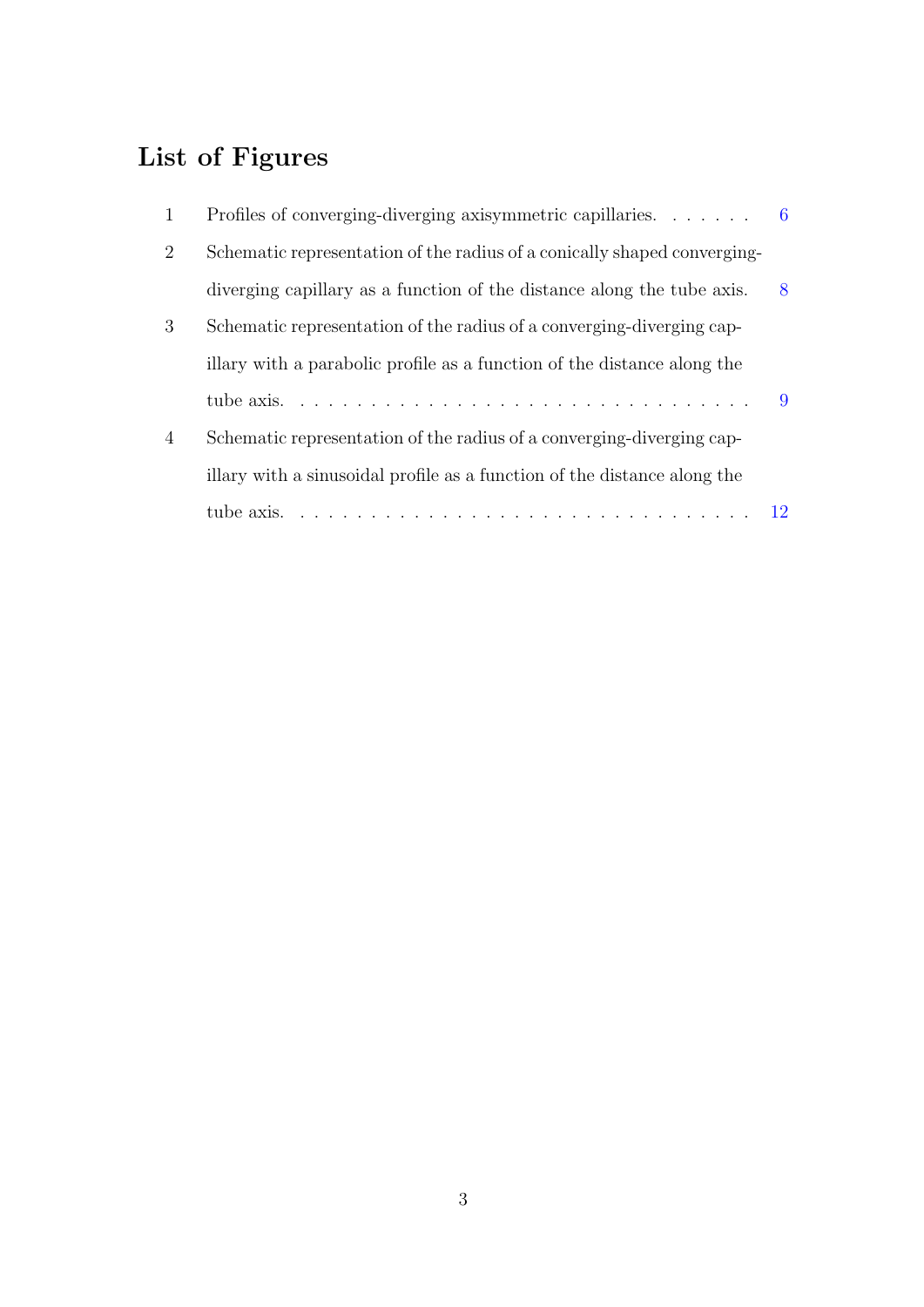# List of Figures

1. Profiles of converging-diverging axisymmetric capillaries. . . . . . . 6
2. Schematic representation of the radius of a conically shaped converging-diverging capillary as a function of the distance along the tube axis. 8
3. Schematic representation of the radius of a converging-diverging capillary with a parabolic profile as a function of the distance along the tube axis. . . . . . . . . . . . . . . . . . . . . . . . . . . . . . . . . 9
4. Schematic representation of the radius of a converging-diverging capillary with a sinusoidal profile as a function of the distance along the tube axis. . . . . . . . . . . . . . . . . . . . . . . . . . . . . . . . . 12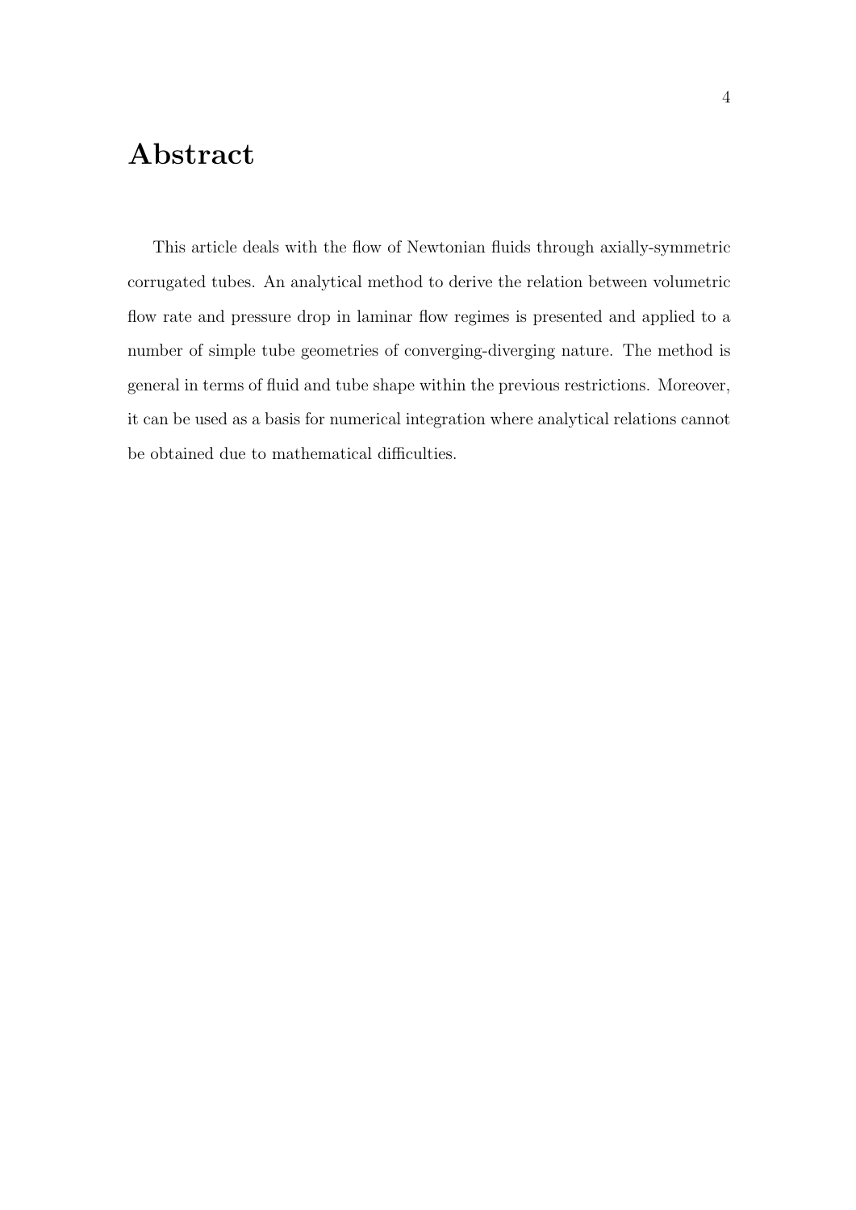# Abstract

This article deals with the flow of Newtonian fluids through axially-symmetric corrugated tubes. An analytical method to derive the relation between volumetric flow rate and pressure drop in laminar flow regimes is presented and applied to a number of simple tube geometries of converging-diverging nature. The method is general in terms of fluid and tube shape within the previous restrictions. Moreover, it can be used as a basis for numerical integration where analytical relations cannot be obtained due to mathematical difficulties.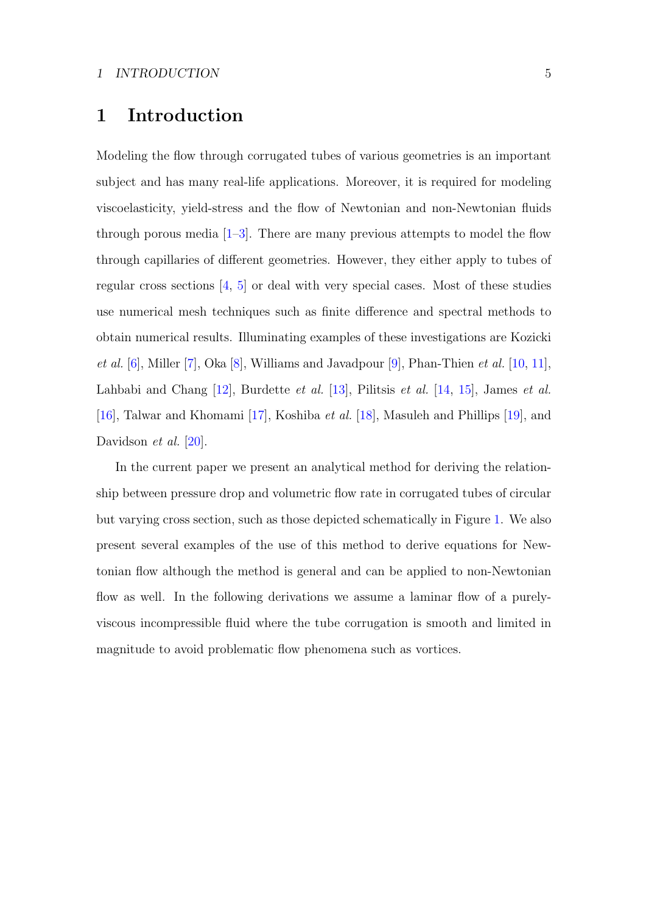# 1 Introduction

Modeling the flow through corrugated tubes of various geometries is an important subject and has many real-life applications. Moreover, it is required for modeling viscoelasticity, yield-stress and the flow of Newtonian and non-Newtonian fluids through porous media [1–3]. There are many previous attempts to model the flow through capillaries of different geometries. However, they either apply to tubes of regular cross sections [4, 5] or deal with very special cases. Most of these studies use numerical mesh techniques such as finite difference and spectral methods to obtain numerical results. Illuminating examples of these investigations are Kozicki *et al.* [6], Miller [7], Oka [8], Williams and Javadpour [9], Phan-Thien *et al.* [10, 11], Lahbabi and Chang [12], Burdette *et al.* [13], Pilitsis *et al.* [14, 15], James *et al.* [16], Talwar and Khomami [17], Koshiba *et al.* [18], Masuleh and Phillips [19], and Davidson *et al.* [20].

In the current paper we present an analytical method for deriving the relationship between pressure drop and volumetric flow rate in corrugated tubes of circular but varying cross section, such as those depicted schematically in Figure 1. We also present several examples of the use of this method to derive equations for Newtonian flow although the method is general and can be applied to non-Newtonian flow as well. In the following derivations we assume a laminar flow of a purely-viscous incompressible fluid where the tube corrugation is smooth and limited in magnitude to avoid problematic flow phenomena such as vortices.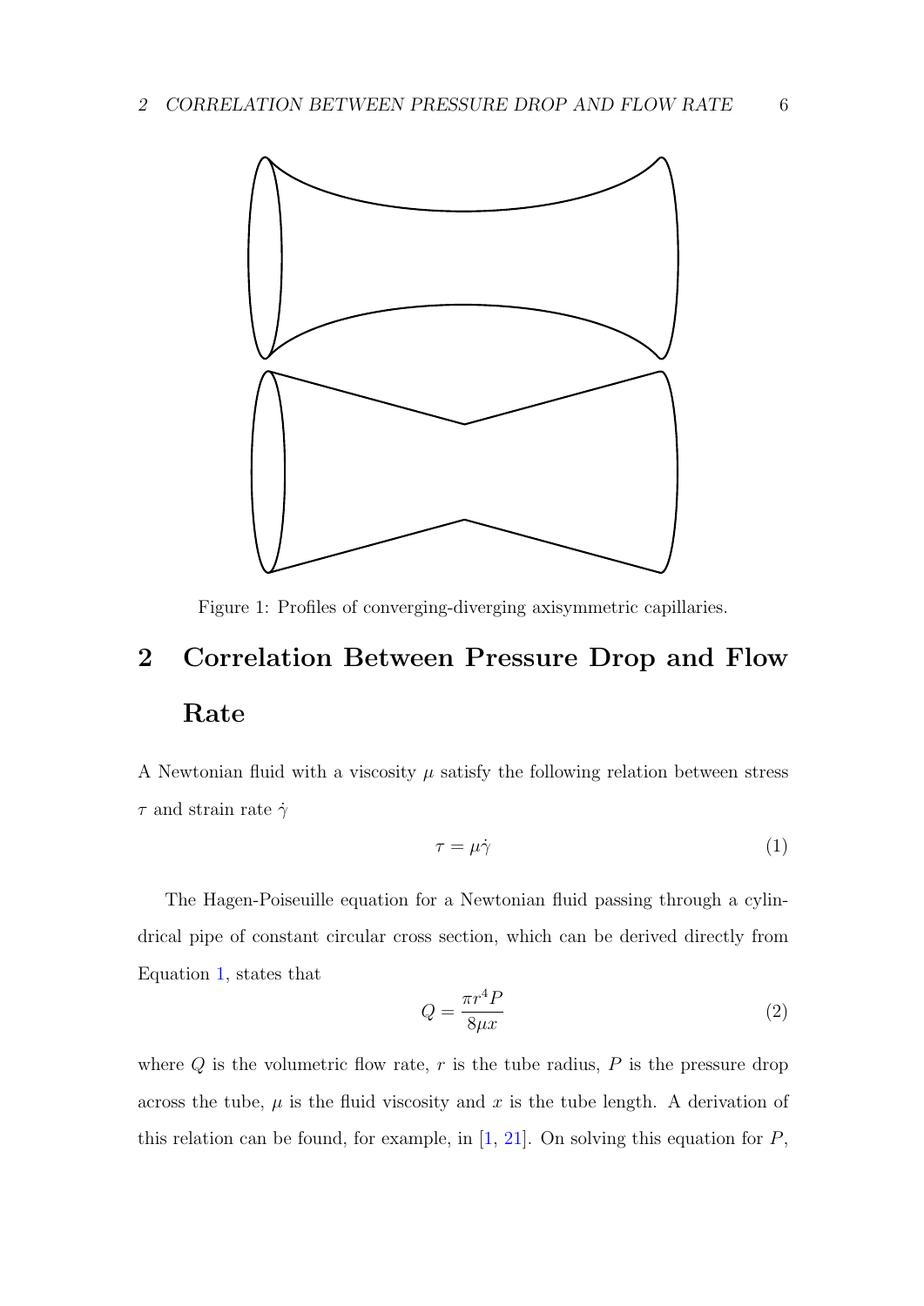Figure 1: Profiles of converging-diverging axisymmetric capillaries.

## 2 Correlation Between Pressure Drop and Flow Rate

A Newtonian fluid with a viscosity $\mu$ satisfy the following relation between stress $\tau$ and strain rate $\dot{\gamma}$

$$\tau = \mu\dot{\gamma} \tag{1}$$

The Hagen-Poiseuille equation for a Newtonian fluid passing through a cylindrical pipe of constant circular cross section, which can be derived directly from Equation 1, states that

$$Q = \frac{\pi r^4 P}{8\mu x} \tag{2}$$

where $Q$ is the volumetric flow rate, $r$ is the tube radius, $P$ is the pressure drop across the tube, $\mu$ is the fluid viscosity and $x$ is the tube length. A derivation of this relation can be found, for example, in [1, 21]. On solving this equation for $P$,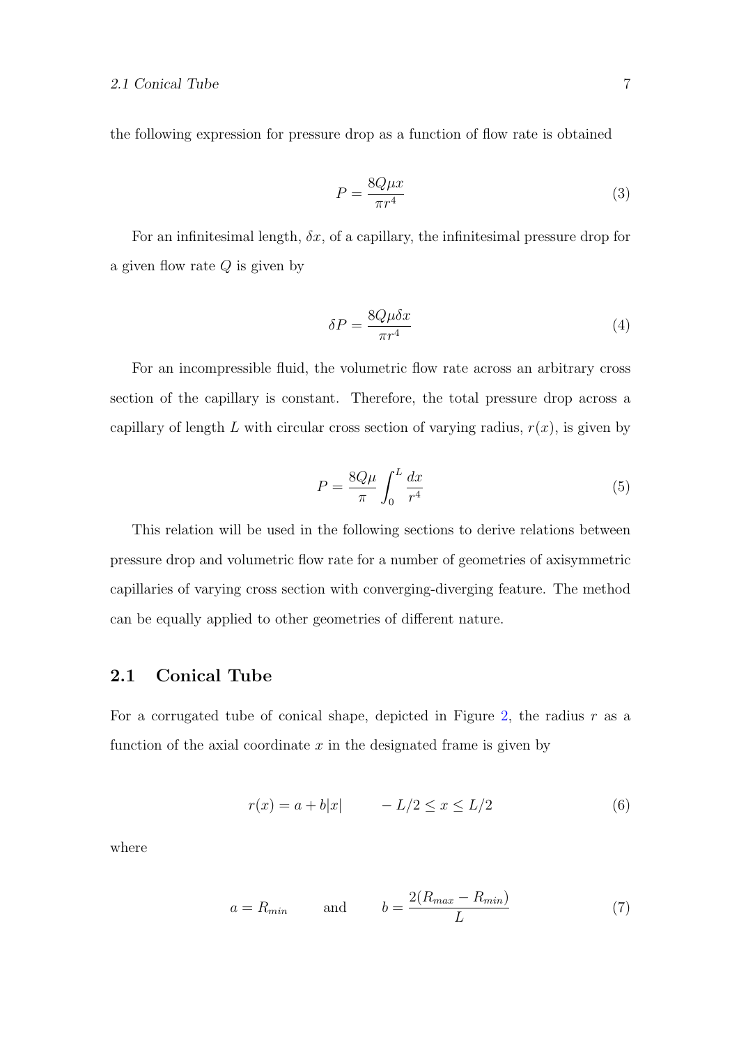the following expression for pressure drop as a function of flow rate is obtained

$$P = \frac{8Q\mu x}{\pi r^4} \tag{3}$$

For an infinitesimal length, $\delta x$, of a capillary, the infinitesimal pressure drop for a given flow rate $Q$ is given by

$$\delta P = \frac{8Q\mu \delta x}{\pi r^4} \tag{4}$$

For an incompressible fluid, the volumetric flow rate across an arbitrary cross section of the capillary is constant. Therefore, the total pressure drop across a capillary of length $L$ with circular cross section of varying radius, $r(x)$, is given by

$$P = \frac{8Q\mu}{\pi} \int_0^L \frac{dx}{r^4} \tag{5}$$

This relation will be used in the following sections to derive relations between pressure drop and volumetric flow rate for a number of geometries of axisymmetric capillaries of varying cross section with converging-diverging feature. The method can be equally applied to other geometries of different nature.

## 2.1 Conical Tube

For a corrugated tube of conical shape, depicted in Figure 2, the radius $r$ as a function of the axial coordinate $x$ in the designated frame is given by

$$r(x) = a + b|x| \qquad -L/2 \leq x \leq L/2 \tag{6}$$

where

$$a = R_{min} \qquad \text{and} \qquad b = \frac{2(R_{max} - R_{min})}{L} \tag{7}$$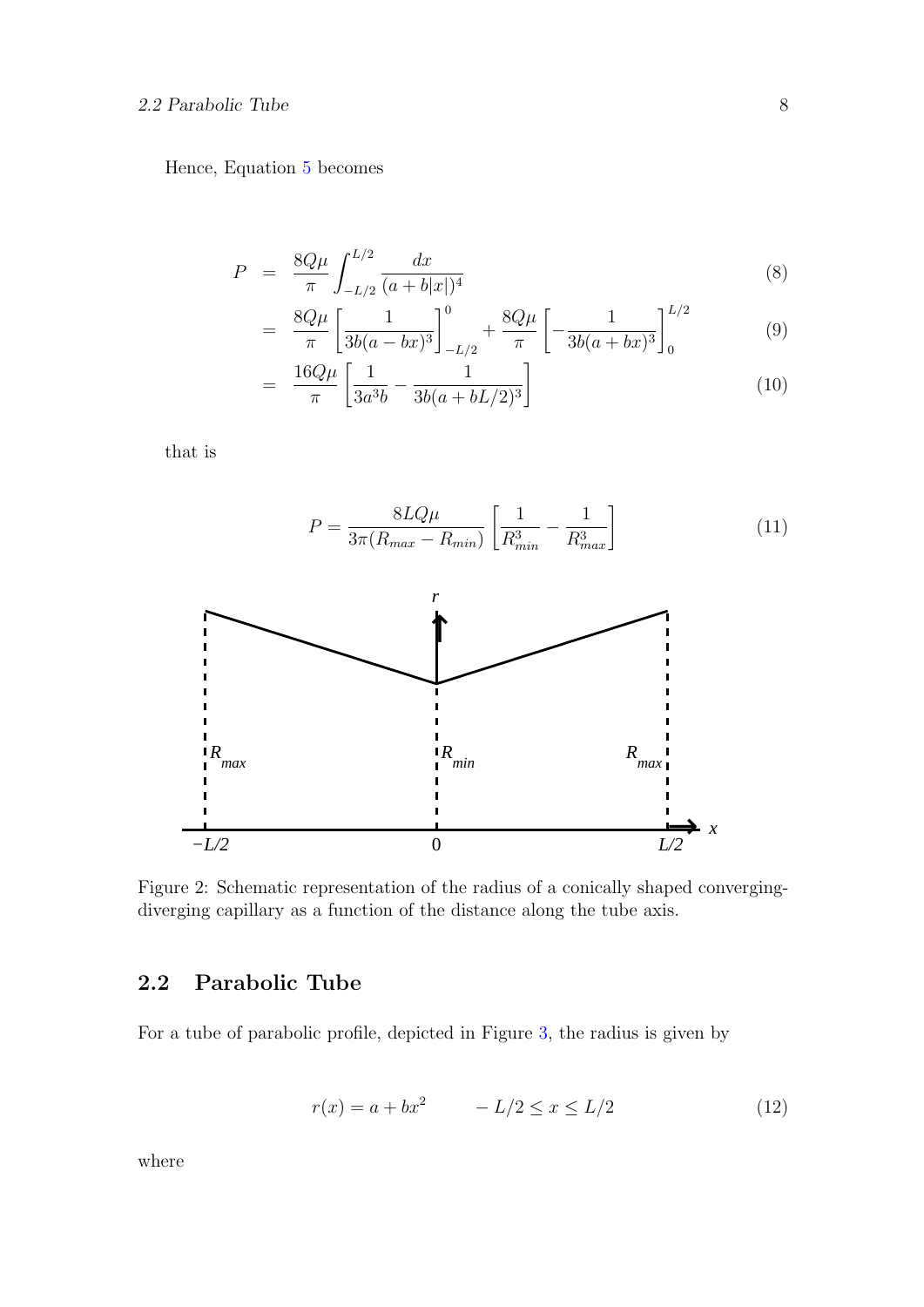Hence, Equation 5 becomes

$$
\begin{aligned}
P &= \frac{8Q\mu}{\pi}\int_{-L/2}^{L/2}\frac{dx}{(a+b|x|)^4} &(8)\\
&= \frac{8Q\mu}{\pi}\left[\frac{1}{3b(a-bx)^3}\right]_{-L/2}^{0}+\frac{8Q\mu}{\pi}\left[-\frac{1}{3b(a+bx)^3}\right]_{0}^{L/2} &(9)\\
&= \frac{16Q\mu}{\pi}\left[\frac{1}{3a^3b}-\frac{1}{3b(a+bL/2)^3}\right] &(10)
\end{aligned}
$$

that is

$$
P=\frac{8LQ\mu}{3\pi(R_{max}-R_{min})}\left[\frac{1}{R_{min}^3}-\frac{1}{R_{max}^3}\right] \tag{11}
$$

Figure 2: Schematic representation of the radius of a conically shaped converging-diverging capillary as a function of the distance along the tube axis.

## 2.2 Parabolic Tube

For a tube of parabolic profile, depicted in Figure 3, the radius is given by

$$
r(x)=a+bx^2 \qquad -L/2\le x\le L/2 \tag{12}
$$

where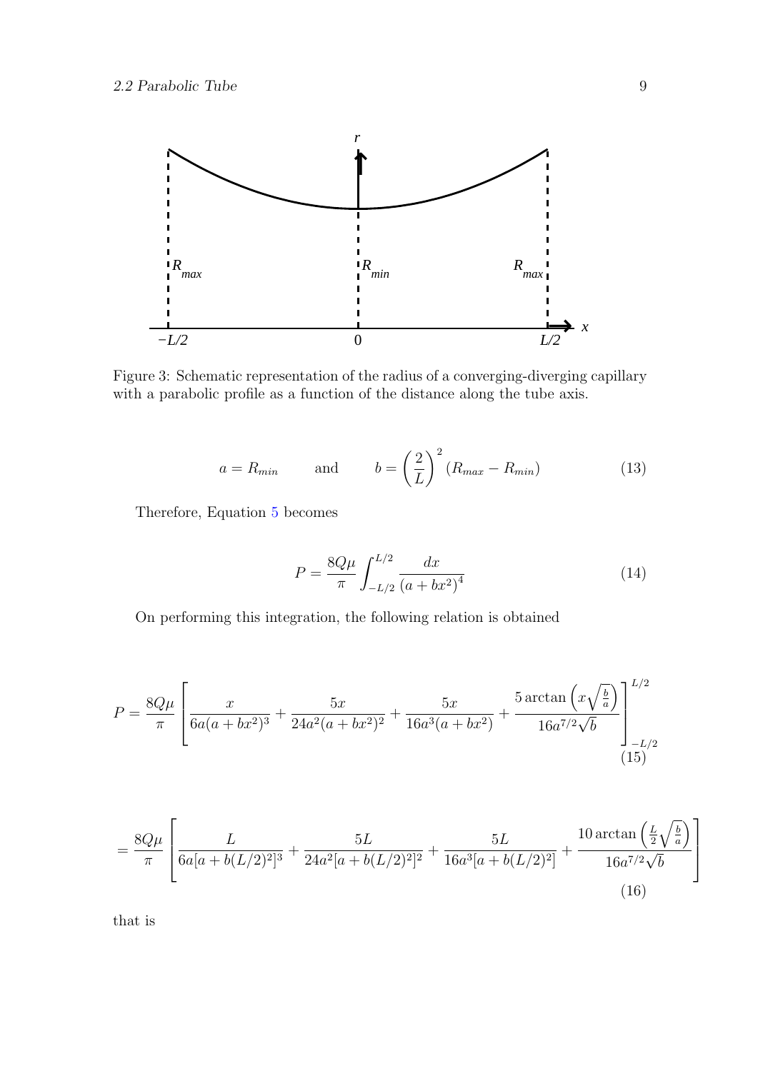Figure 3: Schematic representation of the radius of a converging-diverging capillary with a parabolic profile as a function of the distance along the tube axis.

$$a = R_{min} \qquad \text{and} \qquad b = \left(\frac{2}{L}\right)^2 (R_{max} - R_{min}) \tag{13}$$

Therefore, Equation 5 becomes

$$P = \frac{8Q\mu}{\pi} \int_{-L/2}^{L/2} \frac{dx}{(a + bx^2)^4} \tag{14}$$

On performing this integration, the following relation is obtained

$$P = \frac{8Q\mu}{\pi} \left[ \frac{x}{6a(a+bx^2)^3} + \frac{5x}{24a^2(a+bx^2)^2} + \frac{5x}{16a^3(a+bx^2)} + \frac{5\arctan\left(x\sqrt{\frac{b}{a}}\right)}{16a^{7/2}\sqrt{b}} \right]_{-L/2}^{L/2} \tag{15}$$

$$= \frac{8Q\mu}{\pi} \left[ \frac{L}{6a[a+b(L/2)^2]^3} + \frac{5L}{24a^2[a+b(L/2)^2]^2} + \frac{5L}{16a^3[a+b(L/2)^2]} + \frac{10\arctan\left(\frac{L}{2}\sqrt{\frac{b}{a}}\right)}{16a^{7/2}\sqrt{b}} \right] \tag{16}$$

that is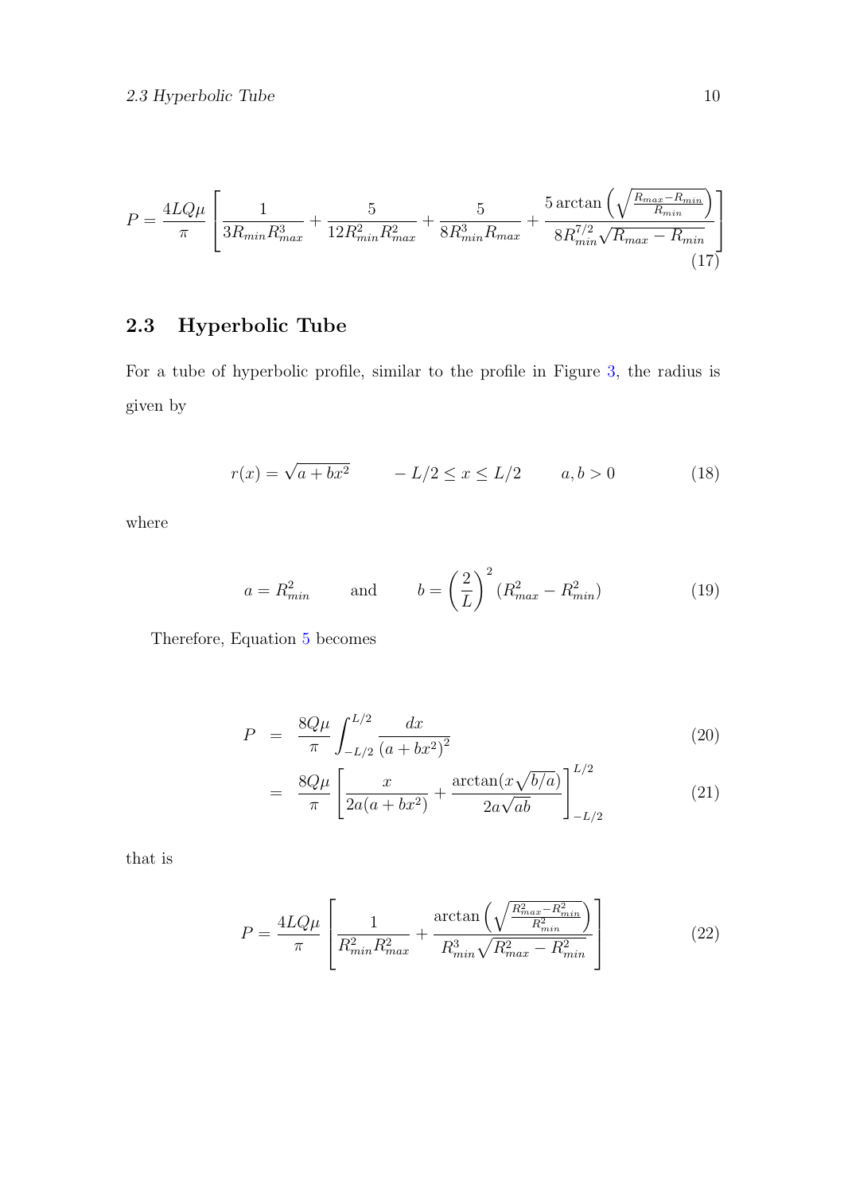$$P = \frac{4LQ\mu}{\pi}\left[\frac{1}{3R_{min}R_{max}^3} + \frac{5}{12R_{min}^2R_{max}^2} + \frac{5}{8R_{min}^3R_{max}} + \frac{5\arctan\left(\sqrt{\frac{R_{max}-R_{min}}{R_{min}}}\right)}{8R_{min}^{7/2}\sqrt{R_{max}-R_{min}}}\right] \tag{17}$$

## 2.3 Hyperbolic Tube

For a tube of hyperbolic profile, similar to the profile in Figure 3, the radius is given by

$$r(x) = \sqrt{a + bx^2} \qquad -L/2 \leq x \leq L/2 \qquad a, b > 0 \tag{18}$$

where

$$a = R_{min}^2 \qquad \text{and} \qquad b = \left(\frac{2}{L}\right)^2 (R_{max}^2 - R_{min}^2) \tag{19}$$

Therefore, Equation 5 becomes

$$P = \frac{8Q\mu}{\pi}\int_{-L/2}^{L/2} \frac{dx}{(a+bx^2)^2} \tag{20}$$

$$= \frac{8Q\mu}{\pi}\left[\frac{x}{2a(a+bx^2)} + \frac{\arctan(x\sqrt{b/a})}{2a\sqrt{ab}}\right]_{-L/2}^{L/2} \tag{21}$$

that is

$$P = \frac{4LQ\mu}{\pi}\left[\frac{1}{R_{min}^2R_{max}^2} + \frac{\arctan\left(\sqrt{\frac{R_{max}^2-R_{min}^2}{R_{min}^2}}\right)}{R_{min}^3\sqrt{R_{max}^2-R_{min}^2}}\right] \tag{22}$$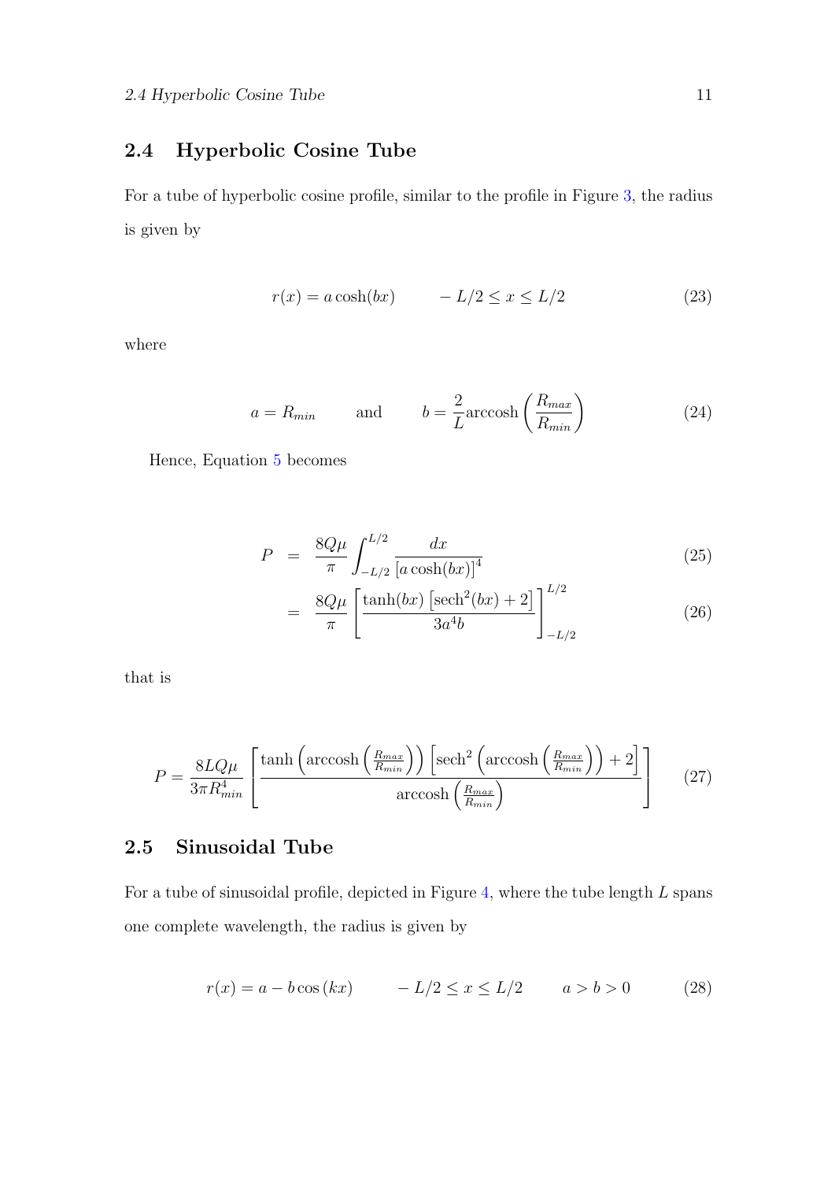## 2.4 Hyperbolic Cosine Tube

For a tube of hyperbolic cosine profile, similar to the profile in Figure 3, the radius is given by

$$r(x) = a\cosh(bx) \qquad -L/2 \le x \le L/2 \tag{23}$$

where

$$a = R_{min} \qquad \text{and} \qquad b = \frac{2}{L}\text{arccosh}\left(\frac{R_{max}}{R_{min}}\right) \tag{24}$$

Hence, Equation 5 becomes

$$P = \frac{8Q\mu}{\pi}\int_{-L/2}^{L/2}\frac{dx}{\left[a\cosh(bx)\right]^4} \tag{25}$$

$$= \frac{8Q\mu}{\pi}\left[\frac{\tanh(bx)\left[\text{sech}^2(bx)+2\right]}{3a^4 b}\right]_{-L/2}^{L/2} \tag{26}$$

that is

$$P = \frac{8LQ\mu}{3\pi R_{min}^4}\left[\frac{\tanh\left(\text{arccosh}\left(\frac{R_{max}}{R_{min}}\right)\right)\left[\text{sech}^2\left(\text{arccosh}\left(\frac{R_{max}}{R_{min}}\right)\right)+2\right]}{\text{arccosh}\left(\frac{R_{max}}{R_{min}}\right)}\right] \tag{27}$$

## 2.5 Sinusoidal Tube

For a tube of sinusoidal profile, depicted in Figure 4, where the tube length $L$ spans one complete wavelength, the radius is given by

$$r(x) = a - b\cos(kx) \qquad -L/2 \le x \le L/2 \qquad a > b > 0 \tag{28}$$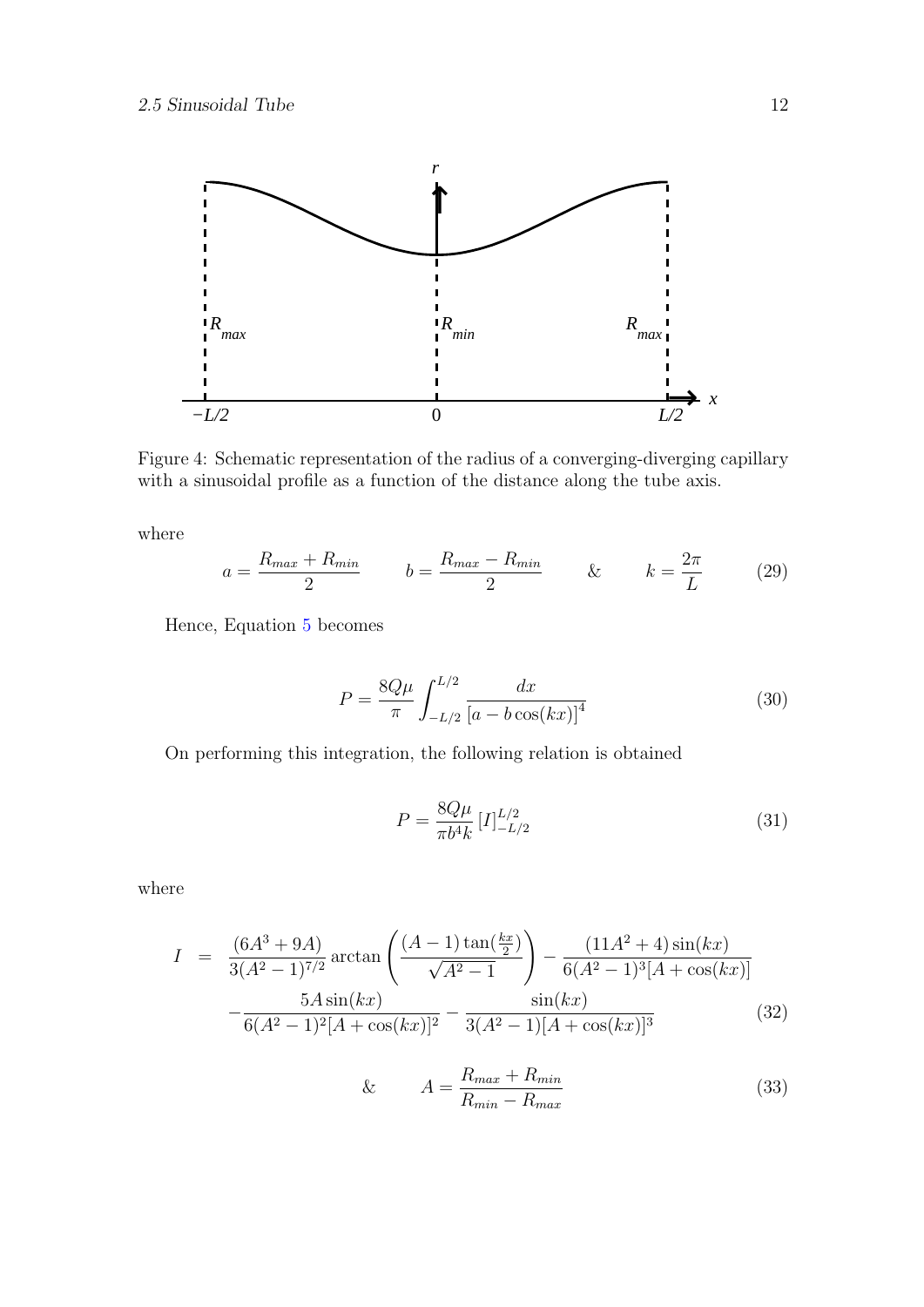Figure 4: Schematic representation of the radius of a converging-diverging capillary with a sinusoidal profile as a function of the distance along the tube axis.

where

$$a = \frac{R_{max} + R_{min}}{2} \qquad b = \frac{R_{max} - R_{min}}{2} \qquad \& \qquad k = \frac{2\pi}{L} \tag{29}$$

Hence, Equation 5 becomes

$$P = \frac{8Q\mu}{\pi} \int_{-L/2}^{L/2} \frac{dx}{\left[a - b\cos(kx)\right]^4} \tag{30}$$

On performing this integration, the following relation is obtained

$$P = \frac{8Q\mu}{\pi b^4 k} \left[I\right]_{-L/2}^{L/2} \tag{31}$$

where

$$\begin{aligned} I \;\; = \;\; & \frac{(6A^3 + 9A)}{3(A^2 - 1)^{7/2}} \arctan\left(\frac{(A-1)\tan(\frac{kx}{2})}{\sqrt{A^2 - 1}}\right) - \frac{(11A^2 + 4)\sin(kx)}{6(A^2 - 1)^3[A + \cos(kx)]} \\ & - \frac{5A\sin(kx)}{6(A^2 - 1)^2[A + \cos(kx)]^2} - \frac{\sin(kx)}{3(A^2 - 1)[A + \cos(kx)]^3} \end{aligned} \tag{32}$$

$$\& \qquad A = \frac{R_{max} + R_{min}}{R_{min} - R_{max}} \tag{33}$$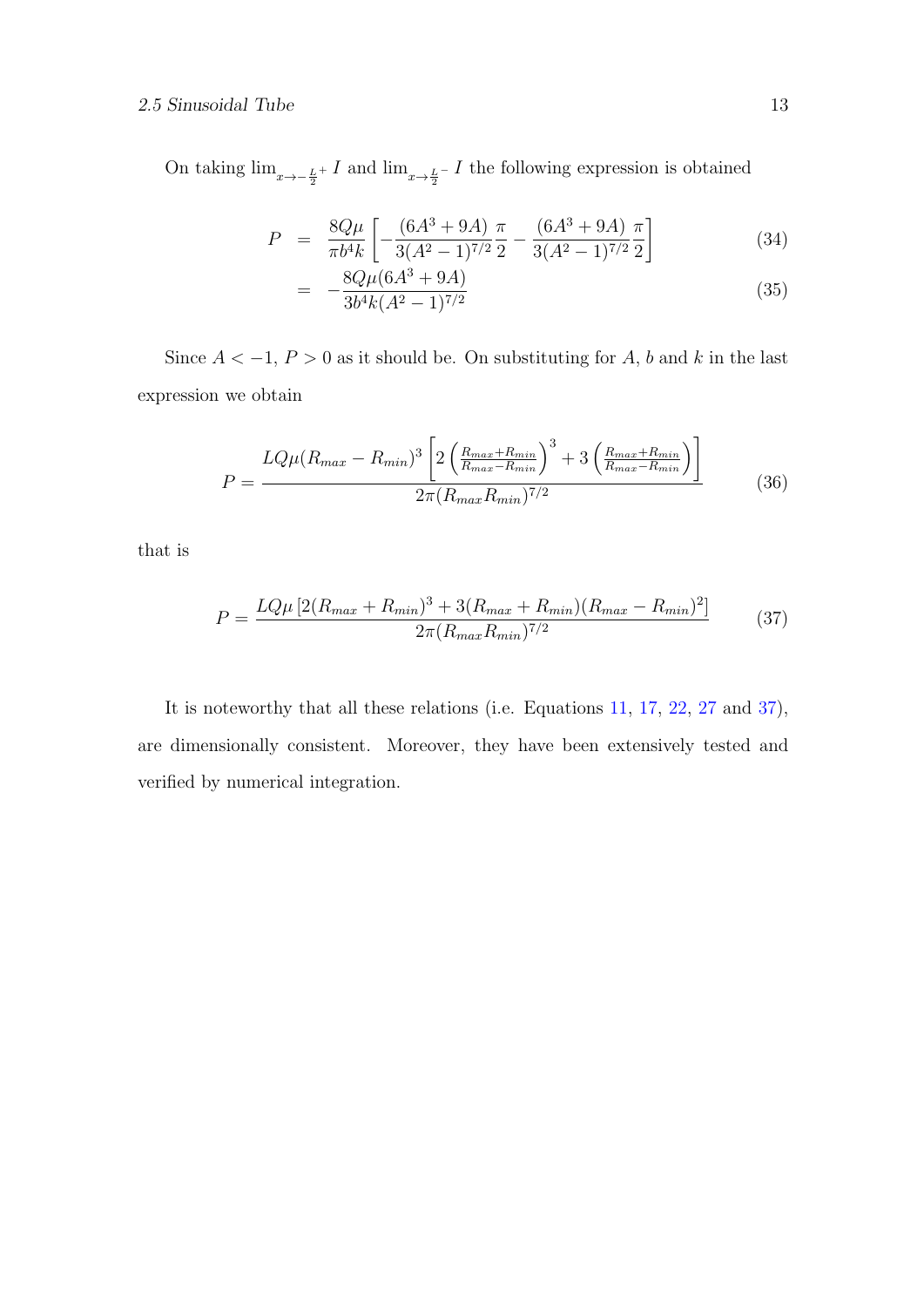On taking $\lim_{x \to -\frac{L}{2}^+} I$ and $\lim_{x \to \frac{L}{2}^-} I$ the following expression is obtained

$$
\begin{aligned}
P &= \frac{8Q\mu}{\pi b^4 k}\left[-\frac{(6A^3+9A)}{3(A^2-1)^{7/2}}\frac{\pi}{2} - \frac{(6A^3+9A)}{3(A^2-1)^{7/2}}\frac{\pi}{2}\right] \qquad (34)\\
&= -\frac{8Q\mu(6A^3+9A)}{3b^4k(A^2-1)^{7/2}} \qquad (35)
\end{aligned}
$$

Since $A < -1$, $P > 0$ as it should be. On substituting for $A$, $b$ and $k$ in the last expression we obtain

$$
P = \frac{LQ\mu(R_{max}-R_{min})^3\left[2\left(\frac{R_{max}+R_{min}}{R_{max}-R_{min}}\right)^3 + 3\left(\frac{R_{max}+R_{min}}{R_{max}-R_{min}}\right)\right]}{2\pi(R_{max}R_{min})^{7/2}} \qquad (36)
$$

that is

$$
P = \frac{LQ\mu\left[2(R_{max}+R_{min})^3 + 3(R_{max}+R_{min})(R_{max}-R_{min})^2\right]}{2\pi(R_{max}R_{min})^{7/2}} \qquad (37)
$$

It is noteworthy that all these relations (i.e. Equations 11, 17, 22, 27 and 37), are dimensionally consistent. Moreover, they have been extensively tested and verified by numerical integration.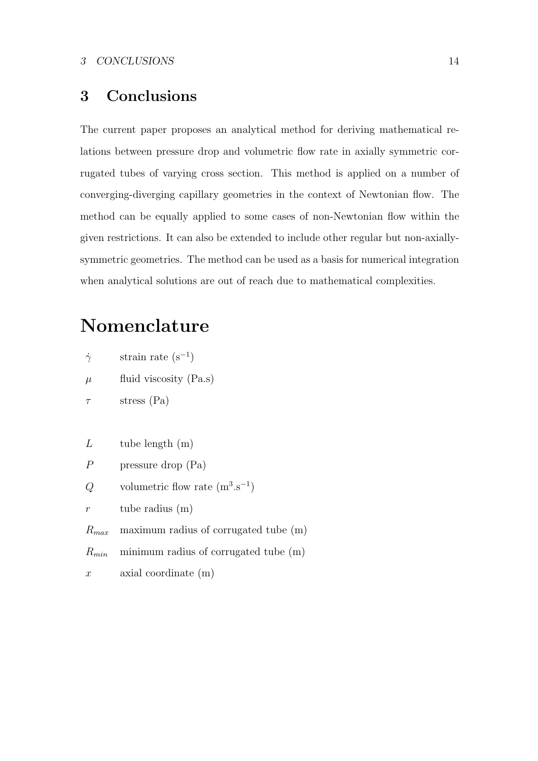# 3 Conclusions

The current paper proposes an analytical method for deriving mathematical relations between pressure drop and volumetric flow rate in axially symmetric corrugated tubes of varying cross section. This method is applied on a number of converging-diverging capillary geometries in the context of Newtonian flow. The method can be equally applied to some cases of non-Newtonian flow within the given restrictions. It can also be extended to include other regular but non-axially-symmetric geometries. The method can be used as a basis for numerical integration when analytical solutions are out of reach due to mathematical complexities.

# Nomenclature

| | |
|---|---|
| $\dot{\gamma}$ | strain rate ($s^{-1}$) |
| $\mu$ | fluid viscosity (Pa.s) |
| $\tau$ | stress (Pa) |
| | |
| $L$ | tube length (m) |
| $P$ | pressure drop (Pa) |
| $Q$ | volumetric flow rate ($m^3.s^{-1}$) |
| $r$ | tube radius (m) |
| $R_{max}$ | maximum radius of corrugated tube (m) |
| $R_{min}$ | minimum radius of corrugated tube (m) |
| $x$ | axial coordinate (m) |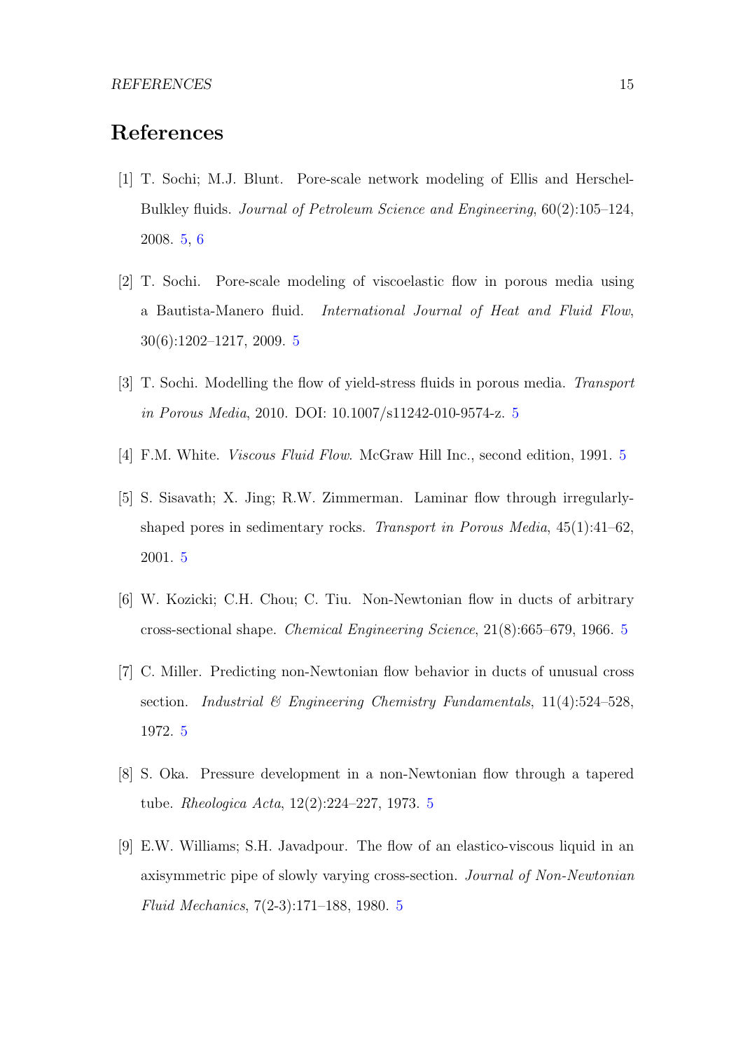# References

[1] T. Sochi; M.J. Blunt. Pore-scale network modeling of Ellis and Herschel-Bulkley fluids. *Journal of Petroleum Science and Engineering*, 60(2):105–124, 2008. 5, 6

[2] T. Sochi. Pore-scale modeling of viscoelastic flow in porous media using a Bautista-Manero fluid. *International Journal of Heat and Fluid Flow*, 30(6):1202–1217, 2009. 5

[3] T. Sochi. Modelling the flow of yield-stress fluids in porous media. *Transport in Porous Media*, 2010. DOI: 10.1007/s11242-010-9574-z. 5

[4] F.M. White. *Viscous Fluid Flow*. McGraw Hill Inc., second edition, 1991. 5

[5] S. Sisavath; X. Jing; R.W. Zimmerman. Laminar flow through irregularly-shaped pores in sedimentary rocks. *Transport in Porous Media*, 45(1):41–62, 2001. 5

[6] W. Kozicki; C.H. Chou; C. Tiu. Non-Newtonian flow in ducts of arbitrary cross-sectional shape. *Chemical Engineering Science*, 21(8):665–679, 1966. 5

[7] C. Miller. Predicting non-Newtonian flow behavior in ducts of unusual cross section. *Industrial & Engineering Chemistry Fundamentals*, 11(4):524–528, 1972. 5

[8] S. Oka. Pressure development in a non-Newtonian flow through a tapered tube. *Rheologica Acta*, 12(2):224–227, 1973. 5

[9] E.W. Williams; S.H. Javadpour. The flow of an elastico-viscous liquid in an axisymmetric pipe of slowly varying cross-section. *Journal of Non-Newtonian Fluid Mechanics*, 7(2-3):171–188, 1980. 5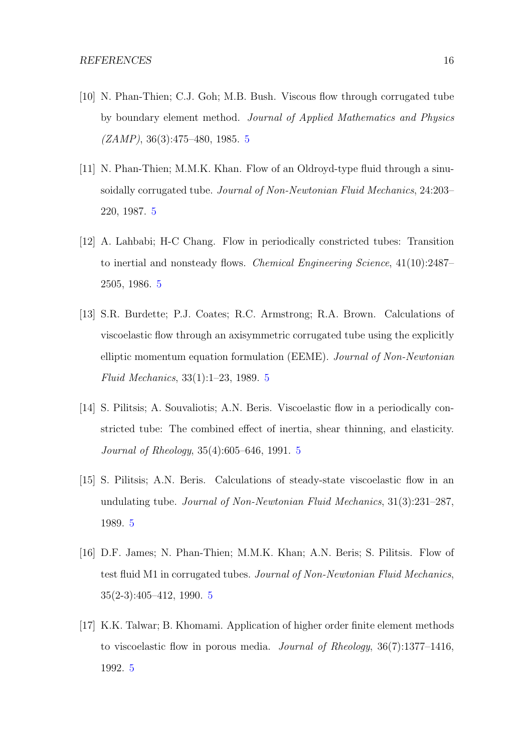[10] N. Phan-Thien; C.J. Goh; M.B. Bush. Viscous flow through corrugated tube by boundary element method. *Journal of Applied Mathematics and Physics (ZAMP)*, 36(3):475–480, 1985. 5

[11] N. Phan-Thien; M.M.K. Khan. Flow of an Oldroyd-type fluid through a sinusoidally corrugated tube. *Journal of Non-Newtonian Fluid Mechanics*, 24:203–220, 1987. 5

[12] A. Lahbabi; H-C Chang. Flow in periodically constricted tubes: Transition to inertial and nonsteady flows. *Chemical Engineering Science*, 41(10):2487–2505, 1986. 5

[13] S.R. Burdette; P.J. Coates; R.C. Armstrong; R.A. Brown. Calculations of viscoelastic flow through an axisymmetric corrugated tube using the explicitly elliptic momentum equation formulation (EEME). *Journal of Non-Newtonian Fluid Mechanics*, 33(1):1–23, 1989. 5

[14] S. Pilitsis; A. Souvaliotis; A.N. Beris. Viscoelastic flow in a periodically constricted tube: The combined effect of inertia, shear thinning, and elasticity. *Journal of Rheology*, 35(4):605–646, 1991. 5

[15] S. Pilitsis; A.N. Beris. Calculations of steady-state viscoelastic flow in an undulating tube. *Journal of Non-Newtonian Fluid Mechanics*, 31(3):231–287, 1989. 5

[16] D.F. James; N. Phan-Thien; M.M.K. Khan; A.N. Beris; S. Pilitsis. Flow of test fluid M1 in corrugated tubes. *Journal of Non-Newtonian Fluid Mechanics*, 35(2-3):405–412, 1990. 5

[17] K.K. Talwar; B. Khomami. Application of higher order finite element methods to viscoelastic flow in porous media. *Journal of Rheology*, 36(7):1377–1416, 1992. 5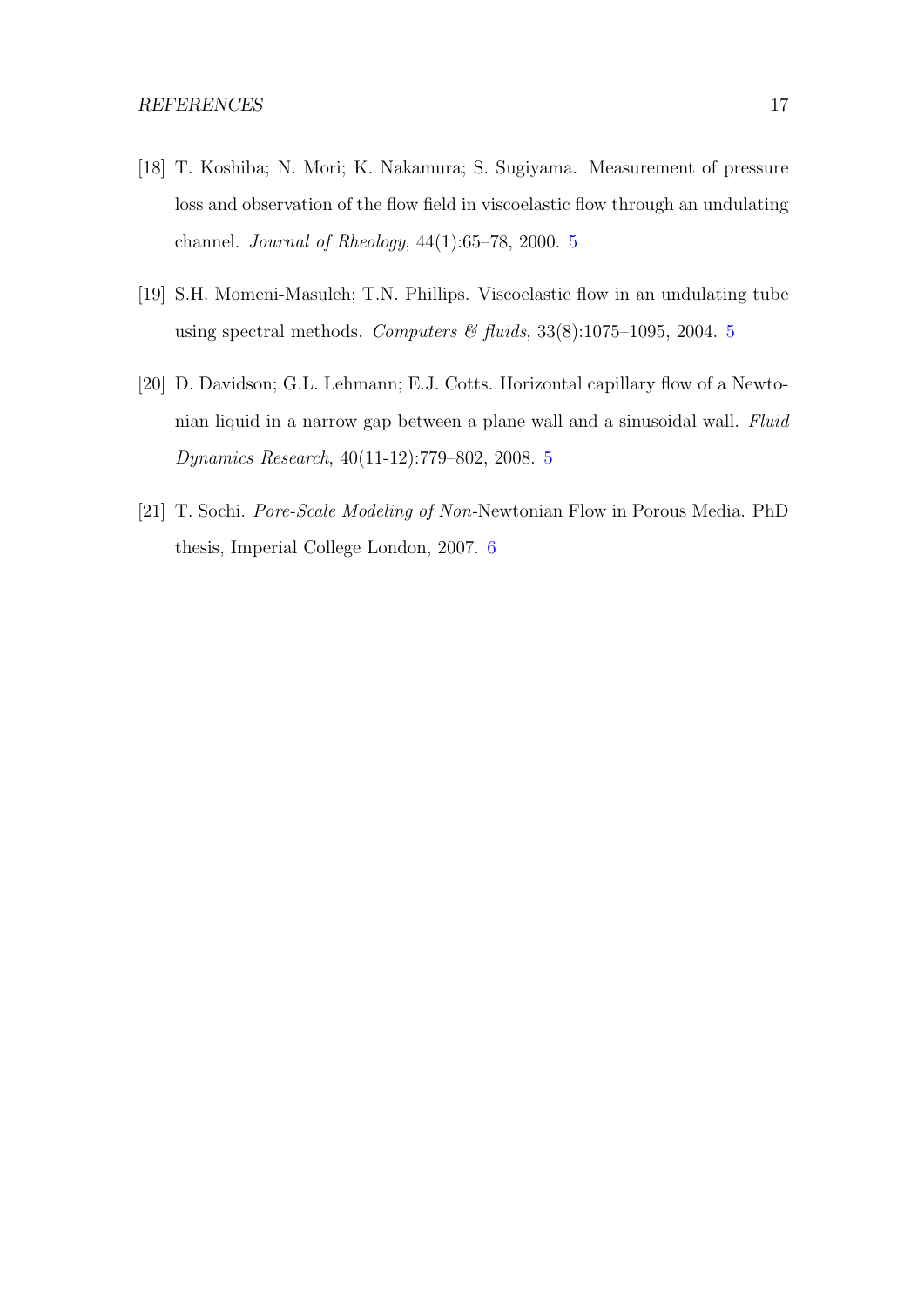[18] T. Koshiba; N. Mori; K. Nakamura; S. Sugiyama. Measurement of pressure loss and observation of the flow field in viscoelastic flow through an undulating channel. *Journal of Rheology*, 44(1):65–78, 2000. 5

[19] S.H. Momeni-Masuleh; T.N. Phillips. Viscoelastic flow in an undulating tube using spectral methods. *Computers & fluids*, 33(8):1075–1095, 2004. 5

[20] D. Davidson; G.L. Lehmann; E.J. Cotts. Horizontal capillary flow of a Newtonian liquid in a narrow gap between a plane wall and a sinusoidal wall. *Fluid Dynamics Research*, 40(11-12):779–802, 2008. 5

[21] T. Sochi. *Pore-Scale Modeling of Non*-Newtonian Flow in Porous Media. PhD thesis, Imperial College London, 2007. 6